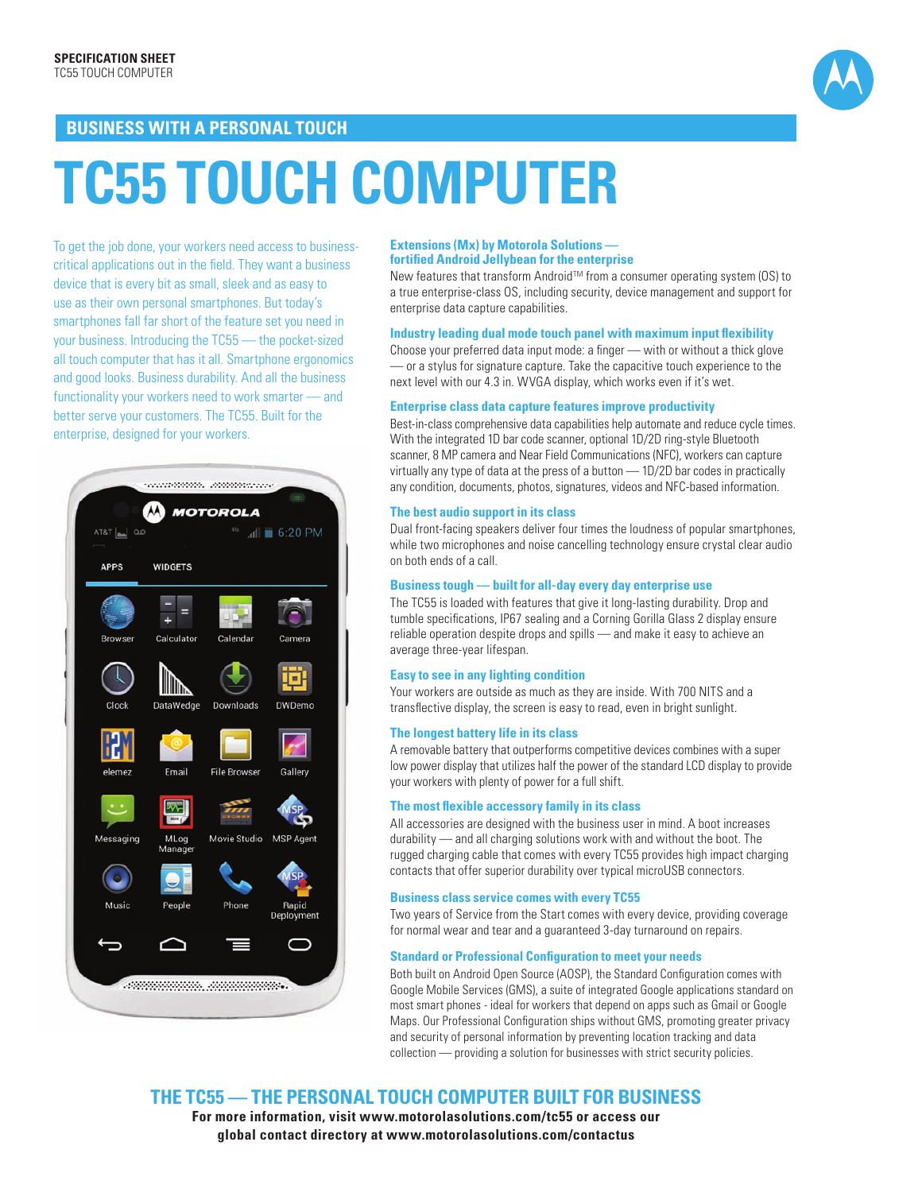SPECIFICATION SHEET
TC55 TOUCH COMPUTER

## BUSINESS WITH A PERSONAL TOUCH

# TC55 TOUCH COMPUTER

To get the job done, your workers need access to business-critical applications out in the field. They want a business device that is every bit as small, sleek and as easy to use as their own personal smartphones. But today's smartphones fall far short of the feature set you need in your business. Introducing the TC55 — the pocket-sized all touch computer that has it all. Smartphone ergonomics and good looks. Business durability. And all the business functionality your workers need to work smarter — and better serve your customers. The TC55. Built for the enterprise, designed for your workers.

### Extensions (Mx) by Motorola Solutions — fortified Android Jellybean for the enterprise

New features that transform Android™ from a consumer operating system (OS) to a true enterprise-class OS, including security, device management and support for enterprise data capture capabilities.

### Industry leading dual mode touch panel with maximum input flexibility

Choose your preferred data input mode: a finger — with or without a thick glove — or a stylus for signature capture. Take the capacitive touch experience to the next level with our 4.3 in. WVGA display, which works even if it's wet.

### Enterprise class data capture features improve productivity

Best-in-class comprehensive data capabilities help automate and reduce cycle times. With the integrated 1D bar code scanner, optional 1D/2D ring-style Bluetooth scanner, 8 MP camera and Near Field Communications (NFC), workers can capture virtually any type of data at the press of a button — 1D/2D bar codes in practically any condition, documents, photos, signatures, videos and NFC-based information.

### The best audio support in its class

Dual front-facing speakers deliver four times the loudness of popular smartphones, while two microphones and noise cancelling technology ensure crystal clear audio on both ends of a call.

### Business tough — built for all-day every day enterprise use

The TC55 is loaded with features that give it long-lasting durability. Drop and tumble specifications, IP67 sealing and a Corning Gorilla Glass 2 display ensure reliable operation despite drops and spills — and make it easy to achieve an average three-year lifespan.

### Easy to see in any lighting condition

Your workers are outside as much as they are inside. With 700 NITS and a transflective display, the screen is easy to read, even in bright sunlight.

### The longest battery life in its class

A removable battery that outperforms competitive devices combines with a super low power display that utilizes half the power of the standard LCD display to provide your workers with plenty of power for a full shift.

### The most flexible accessory family in its class

All accessories are designed with the business user in mind. A boot increases durability — and all charging solutions work with and without the boot. The rugged charging cable that comes with every TC55 provides high impact charging contacts that offer superior durability over typical microUSB connectors.

### Business class service comes with every TC55

Two years of Service from the Start comes with every device, providing coverage for normal wear and tear and a guaranteed 3-day turnaround on repairs.

### Standard or Professional Configuration to meet your needs

Both built on Android Open Source (AOSP), the Standard Configuration comes with Google Mobile Services (GMS), a suite of integrated Google applications standard on most smart phones - ideal for workers that depend on apps such as Gmail or Google Maps. Our Professional Configuration ships without GMS, promoting greater privacy and security of personal information by preventing location tracking and data collection — providing a solution for businesses with strict security policies.

## THE TC55 — THE PERSONAL TOUCH COMPUTER BUILT FOR BUSINESS

**For more information, visit www.motorolasolutions.com/tc55 or access our global contact directory at www.motorolasolutions.com/contactus**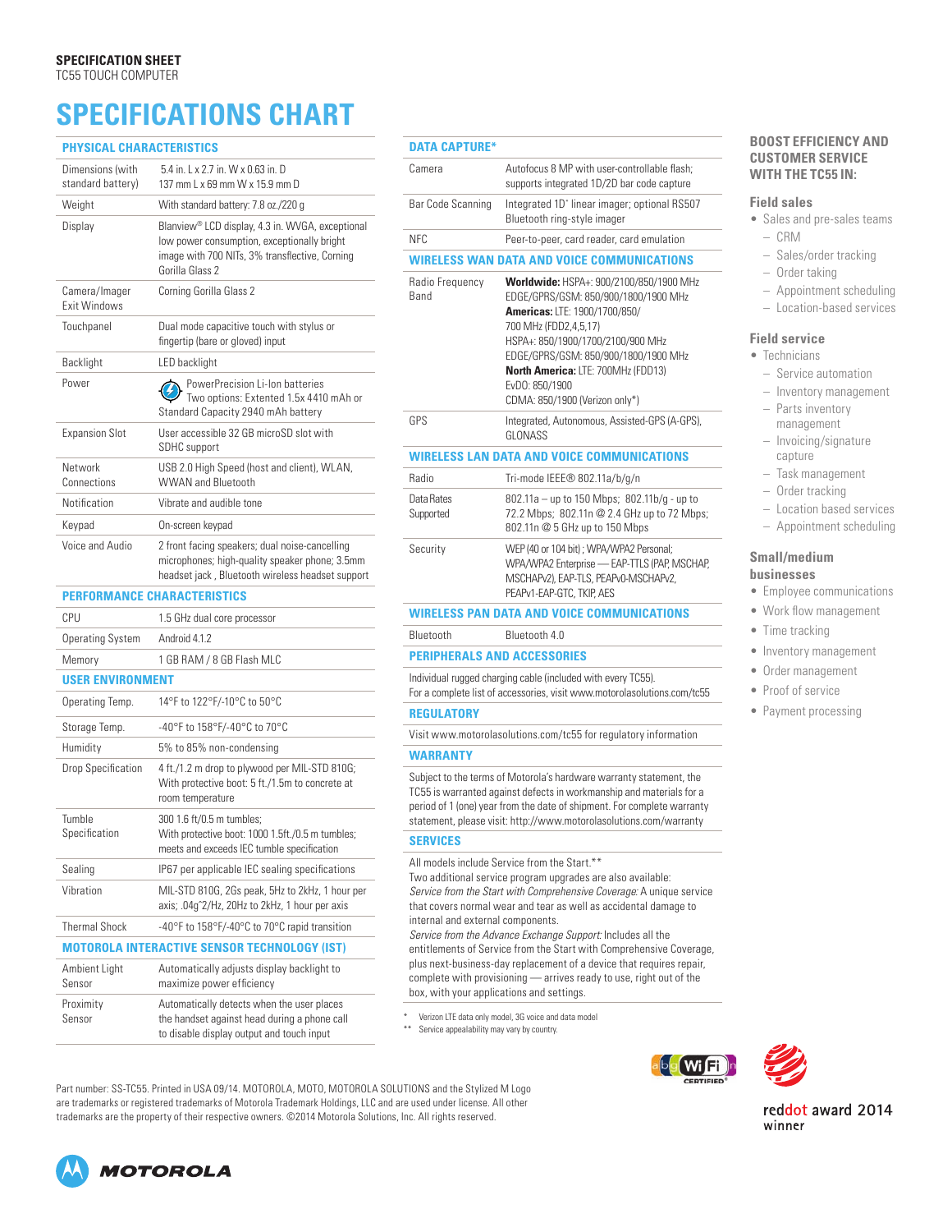**SPECIFICATION SHEET**
TC55 TOUCH COMPUTER

# SPECIFICATIONS CHART

## PHYSICAL CHARACTERISTICS

| | |
|---|---|
| Dimensions (with standard battery) | 5.4 in. L x 2.7 in. W x 0.63 in. D<br>137 mm L x 69 mm W x 15.9 mm D |
| Weight | With standard battery: 7.8 oz./220 g |
| Display | Blanview® LCD display, 4.3 in. WVGA, exceptional low power consumption, exceptionally bright image with 700 NITs, 3% transflective, Corning Gorilla Glass 2 |
| Camera/Imager Exit Windows | Corning Gorilla Glass 2 |
| Touchpanel | Dual mode capacitive touch with stylus or fingertip (bare or gloved) input |
| Backlight | LED backlight |
| Power | PowerPrecision Li-Ion batteries<br>Two options: Extented 1.5x 4410 mAh or Standard Capacity 2940 mAh battery |
| Expansion Slot | User accessible 32 GB microSD slot with SDHC support |
| Network Connections | USB 2.0 High Speed (host and client), WLAN, WWAN and Bluetooth |
| Notification | Vibrate and audible tone |
| Keypad | On-screen keypad |
| Voice and Audio | 2 front facing speakers; dual noise-cancelling microphones; high-quality speaker phone; 3.5mm headset jack , Bluetooth wireless headset support |

## PERFORMANCE CHARACTERISTICS

| | |
|---|---|
| CPU | 1.5 GHz dual core processor |
| Operating System | Android 4.1.2 |
| Memory | 1 GB RAM / 8 GB Flash MLC |

## USER ENVIRONMENT

| | |
|---|---|
| Operating Temp. | 14°F to 122°F/-10°C to 50°C |
| Storage Temp. | -40°F to 158°F/-40°C to 70°C |
| Humidity | 5% to 85% non-condensing |
| Drop Specification | 4 ft./1.2 m drop to plywood per MIL-STD 810G; With protective boot: 5 ft./1.5m to concrete at room temperature |
| Tumble Specification | 300 1.6 ft/0.5 m tumbles;<br>With protective boot: 1000 1.5ft./0.5 m tumbles; meets and exceeds IEC tumble specification |
| Sealing | IP67 per applicable IEC sealing specifications |
| Vibration | MIL-STD 810G, 2Gs peak, 5Hz to 2kHz, 1 hour per axis; .04g^2/Hz, 20Hz to 2kHz, 1 hour per axis |
| Thermal Shock | -40°F to 158°F/-40°C to 70°C rapid transition |

## MOTOROLA INTERACTIVE SENSOR TECHNOLOGY (IST)

| | |
|---|---|
| Ambient Light Sensor | Automatically adjusts display backlight to maximize power efficiency |
| Proximity Sensor | Automatically detects when the user places the handset against head during a phone call to disable display output and touch input |

## DATA CAPTURE*

| | |
|---|---|
| Camera | Autofocus 8 MP with user-controllable flash; supports integrated 1D/2D bar code capture |
| Bar Code Scanning | Integrated 1D˚ linear imager; optional RS507 Bluetooth ring-style imager |
| NFC | Peer-to-peer, card reader, card emulation |

## WIRELESS WAN DATA AND VOICE COMMUNICATIONS

| | |
|---|---|
| Radio Frequency Band | **Worldwide:** HSPA+: 900/2100/850/1900 MHz<br>EDGE/GPRS/GSM: 850/900/1800/1900 MHz<br>**Americas:** LTE: 1900/1700/850/700 MHz (FDD2,4,5,17)<br>HSPA+: 850/1900/1700/2100/900 MHz<br>EDGE/GPRS/GSM: 850/900/1800/1900 MHz<br>**North America:** LTE: 700MHz (FDD13)<br>EvDO: 850/1900<br>CDMA: 850/1900 (Verizon only*) |
| GPS | Integrated, Autonomous, Assisted-GPS (A-GPS), GLONASS |

## WIRELESS LAN DATA AND VOICE COMMUNICATIONS

| | |
|---|---|
| Radio | Tri-mode IEEE® 802.11a/b/g/n |
| Data Rates Supported | 802.11a – up to 150 Mbps; 802.11b/g - up to 72.2 Mbps; 802.11n @ 2.4 GHz up to 72 Mbps; 802.11n @ 5 GHz up to 150 Mbps |
| Security | WEP (40 or 104 bit) ; WPA/WPA2 Personal; WPA/WPA2 Enterprise — EAP-TTLS (PAP, MSCHAP, MSCHAPv2), EAP-TLS, PEAPv0-MSCHAPv2, PEAPv1-EAP-GTC, TKIP, AES |

## WIRELESS PAN DATA AND VOICE COMMUNICATIONS

| | |
|---|---|
| Bluetooth | Bluetooth 4.0 |

## PERIPHERALS AND ACCESSORIES

Individual rugged charging cable (included with every TC55).
For a complete list of accessories, visit www.motorolasolutions.com/tc55

## REGULATORY

Visit www.motorolasolutions.com/tc55 for regulatory information

## WARRANTY

Subject to the terms of Motorola's hardware warranty statement, the TC55 is warranted against defects in workmanship and materials for a period of 1 (one) year from the date of shipment. For complete warranty statement, please visit: http://www.motorolasolutions.com/warranty

## SERVICES

All models include Service from the Start.**
Two additional service program upgrades are also available:
*Service from the Start with Comprehensive Coverage:* A unique service that covers normal wear and tear as well as accidental damage to internal and external components.
*Service from the Advance Exchange Support:* Includes all the entitlements of Service from the Start with Comprehensive Coverage, plus next-business-day replacement of a device that requires repair, complete with provisioning — arrives ready to use, right out of the box, with your applications and settings.

\* Verizon LTE data only model, 3G voice and data model
\*\* Service appealability may vary by country.

## BOOST EFFICIENCY AND CUSTOMER SERVICE WITH THE TC55 IN:

### Field sales

- Sales and pre-sales teams
  - CRM
  - Sales/order tracking
  - Order taking
  - Appointment scheduling
  - Location-based services

### Field service

- Technicians
  - Service automation
  - Inventory management
  - Parts inventory management
  - Invoicing/signature capture
  - Task management
  - Order tracking
  - Location based services
  - Appointment scheduling

### Small/medium businesses

- Employee communications
- Work flow management
- Time tracking
- Inventory management
- Order management
- Proof of service
- Payment processing

reddot award 2014
winner

Part number: SS-TC55. Printed in USA 09/14. MOTOROLA, MOTO, MOTOROLA SOLUTIONS and the Stylized M Logo are trademarks or registered trademarks of Motorola Trademark Holdings, LLC and are used under license. All other trademarks are the property of their respective owners. ©2014 Motorola Solutions, Inc. All rights reserved.